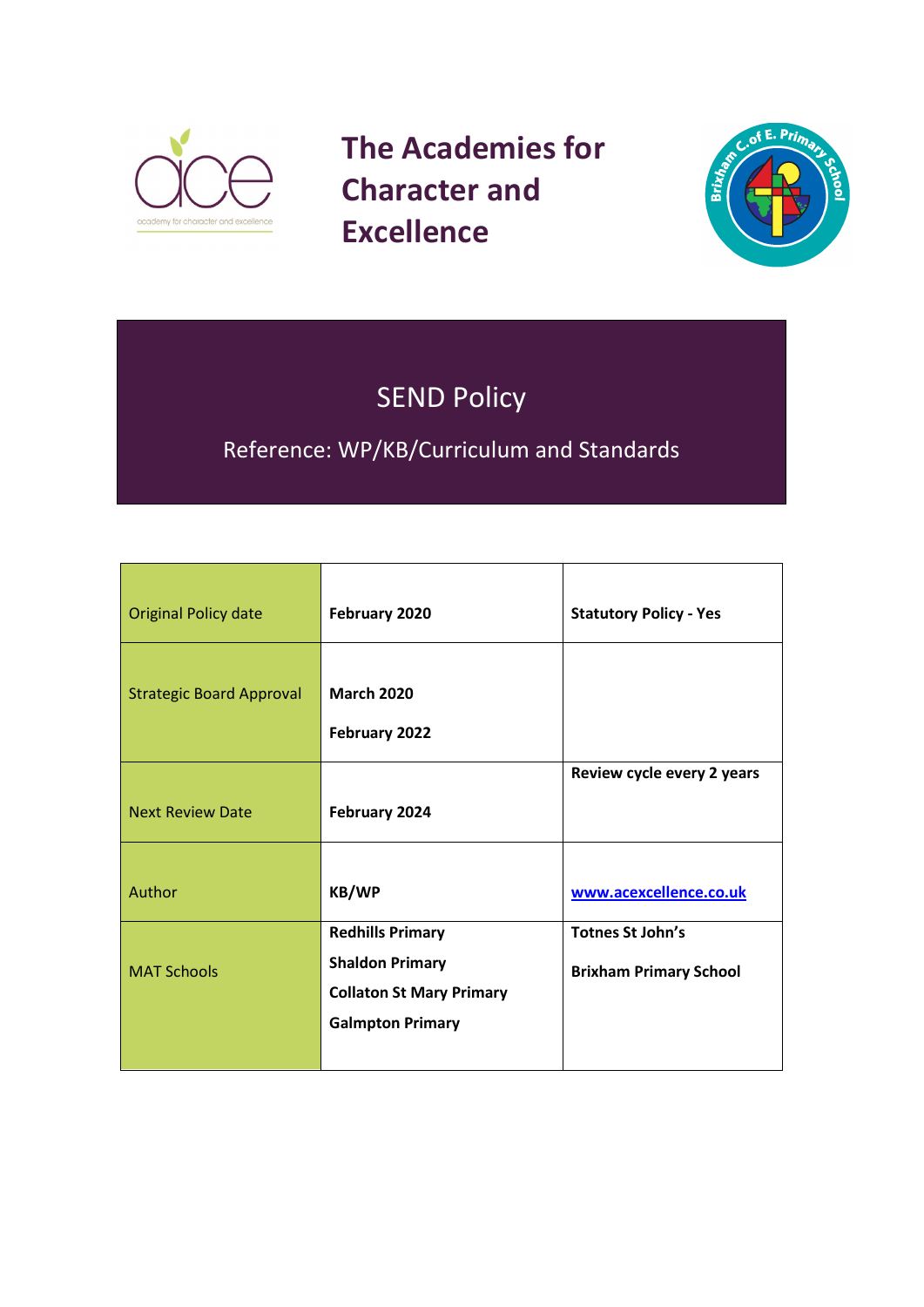# The Academies for Character and Excellence

## SEND Policy

Reference: WP/KB/Curriculum and Standards

| Original Policy date | **February 2020** | **Statutory Policy - Yes** |
|---|---|---|
| Strategic Board Approval | **March 2020**<br>**February 2022** | |
| Next Review Date | **February 2024** | **Review cycle every 2 years** |
| Author | **KB/WP** | [www.acexcellence.co.uk](http://www.acexcellence.co.uk) |
| MAT Schools | **Redhills Primary**<br>**Shaldon Primary**<br>**Collaton St Mary Primary**<br>**Galmpton Primary** | **Totnes St John's**<br>**Brixham Primary School** |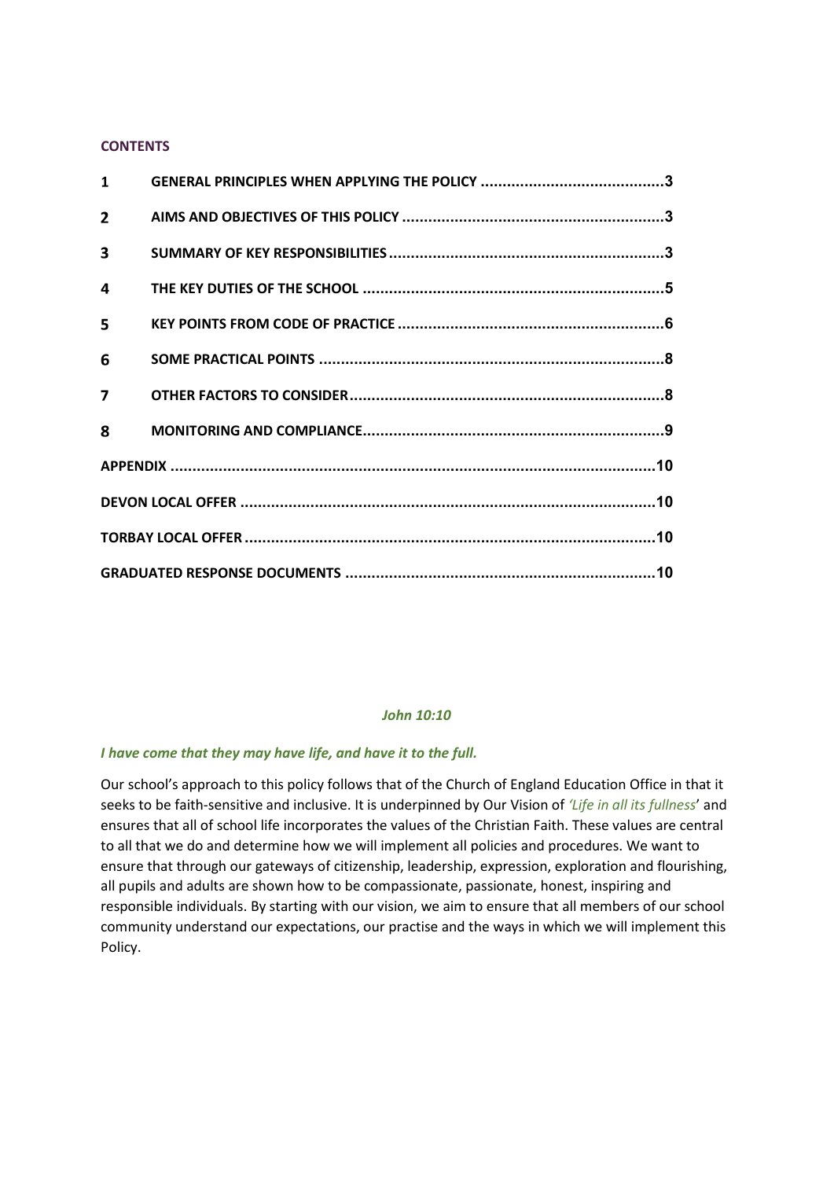**CONTENTS**

| | | |
|---|---|---|
| 1 | GENERAL PRINCIPLES WHEN APPLYING THE POLICY | 3 |
| 2 | AIMS AND OBJECTIVES OF THIS POLICY | 3 |
| 3 | SUMMARY OF KEY RESPONSIBILITIES | 3 |
| 4 | THE KEY DUTIES OF THE SCHOOL | 5 |
| 5 | KEY POINTS FROM CODE OF PRACTICE | 6 |
| 6 | SOME PRACTICAL POINTS | 8 |
| 7 | OTHER FACTORS TO CONSIDER | 8 |
| 8 | MONITORING AND COMPLIANCE | 9 |
| APPENDIX | | 10 |
| DEVON LOCAL OFFER | | 10 |
| TORBAY LOCAL OFFER | | 10 |
| GRADUATED RESPONSE DOCUMENTS | | 10 |

***John 10:10***

***I have come that they may have life, and have it to the full.***

Our school's approach to this policy follows that of the Church of England Education Office in that it seeks to be faith-sensitive and inclusive. It is underpinned by Our Vision of *'Life in all its fullness'* and ensures that all of school life incorporates the values of the Christian Faith. These values are central to all that we do and determine how we will implement all policies and procedures. We want to ensure that through our gateways of citizenship, leadership, expression, exploration and flourishing, all pupils and adults are shown how to be compassionate, passionate, honest, inspiring and responsible individuals. By starting with our vision, we aim to ensure that all members of our school community understand our expectations, our practise and the ways in which we will implement this Policy.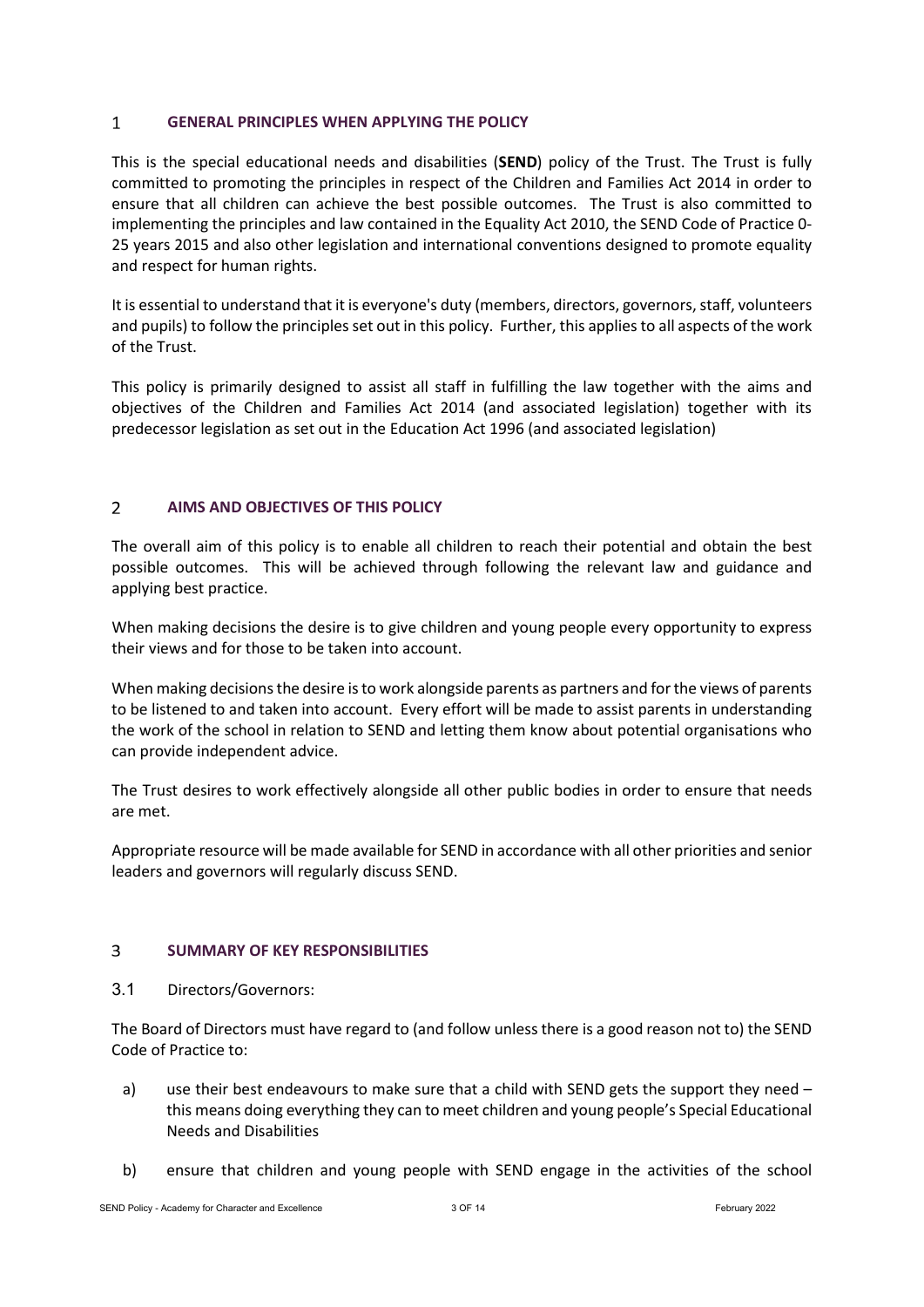## 1 GENERAL PRINCIPLES WHEN APPLYING THE POLICY

This is the special educational needs and disabilities (**SEND**) policy of the Trust. The Trust is fully committed to promoting the principles in respect of the Children and Families Act 2014 in order to ensure that all children can achieve the best possible outcomes. The Trust is also committed to implementing the principles and law contained in the Equality Act 2010, the SEND Code of Practice 0-25 years 2015 and also other legislation and international conventions designed to promote equality and respect for human rights.

It is essential to understand that it is everyone's duty (members, directors, governors, staff, volunteers and pupils) to follow the principles set out in this policy. Further, this applies to all aspects of the work of the Trust.

This policy is primarily designed to assist all staff in fulfilling the law together with the aims and objectives of the Children and Families Act 2014 (and associated legislation) together with its predecessor legislation as set out in the Education Act 1996 (and associated legislation)

## 2 AIMS AND OBJECTIVES OF THIS POLICY

The overall aim of this policy is to enable all children to reach their potential and obtain the best possible outcomes. This will be achieved through following the relevant law and guidance and applying best practice.

When making decisions the desire is to give children and young people every opportunity to express their views and for those to be taken into account.

When making decisions the desire is to work alongside parents as partners and for the views of parents to be listened to and taken into account. Every effort will be made to assist parents in understanding the work of the school in relation to SEND and letting them know about potential organisations who can provide independent advice.

The Trust desires to work effectively alongside all other public bodies in order to ensure that needs are met.

Appropriate resource will be made available for SEND in accordance with all other priorities and senior leaders and governors will regularly discuss SEND.

## 3 SUMMARY OF KEY RESPONSIBILITIES

### 3.1 Directors/Governors:

The Board of Directors must have regard to (and follow unless there is a good reason not to) the SEND Code of Practice to:

a) use their best endeavours to make sure that a child with SEND gets the support they need – this means doing everything they can to meet children and young people's Special Educational Needs and Disabilities

b) ensure that children and young people with SEND engage in the activities of the school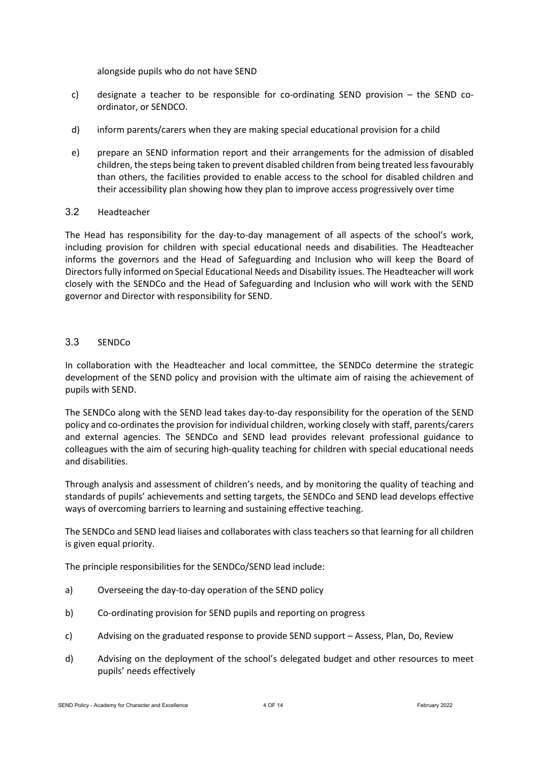alongside pupils who do not have SEND

c) designate a teacher to be responsible for co-ordinating SEND provision – the SEND co-ordinator, or SENDCO.

d) inform parents/carers when they are making special educational provision for a child

e) prepare an SEND information report and their arrangements for the admission of disabled children, the steps being taken to prevent disabled children from being treated less favourably than others, the facilities provided to enable access to the school for disabled children and their accessibility plan showing how they plan to improve access progressively over time

### 3.2 Headteacher

The Head has responsibility for the day-to-day management of all aspects of the school's work, including provision for children with special educational needs and disabilities. The Headteacher informs the governors and the Head of Safeguarding and Inclusion who will keep the Board of Directors fully informed on Special Educational Needs and Disability issues. The Headteacher will work closely with the SENDCo and the Head of Safeguarding and Inclusion who will work with the SEND governor and Director with responsibility for SEND.

### 3.3 SENDCo

In collaboration with the Headteacher and local committee, the SENDCo determine the strategic development of the SEND policy and provision with the ultimate aim of raising the achievement of pupils with SEND.

The SENDCo along with the SEND lead takes day-to-day responsibility for the operation of the SEND policy and co-ordinates the provision for individual children, working closely with staff, parents/carers and external agencies. The SENDCo and SEND lead provides relevant professional guidance to colleagues with the aim of securing high-quality teaching for children with special educational needs and disabilities.

Through analysis and assessment of children's needs, and by monitoring the quality of teaching and standards of pupils' achievements and setting targets, the SENDCo and SEND lead develops effective ways of overcoming barriers to learning and sustaining effective teaching.

The SENDCo and SEND lead liaises and collaborates with class teachers so that learning for all children is given equal priority.

The principle responsibilities for the SENDCo/SEND lead include:

a) Overseeing the day-to-day operation of the SEND policy

b) Co-ordinating provision for SEND pupils and reporting on progress

c) Advising on the graduated response to provide SEND support – Assess, Plan, Do, Review

d) Advising on the deployment of the school's delegated budget and other resources to meet pupils' needs effectively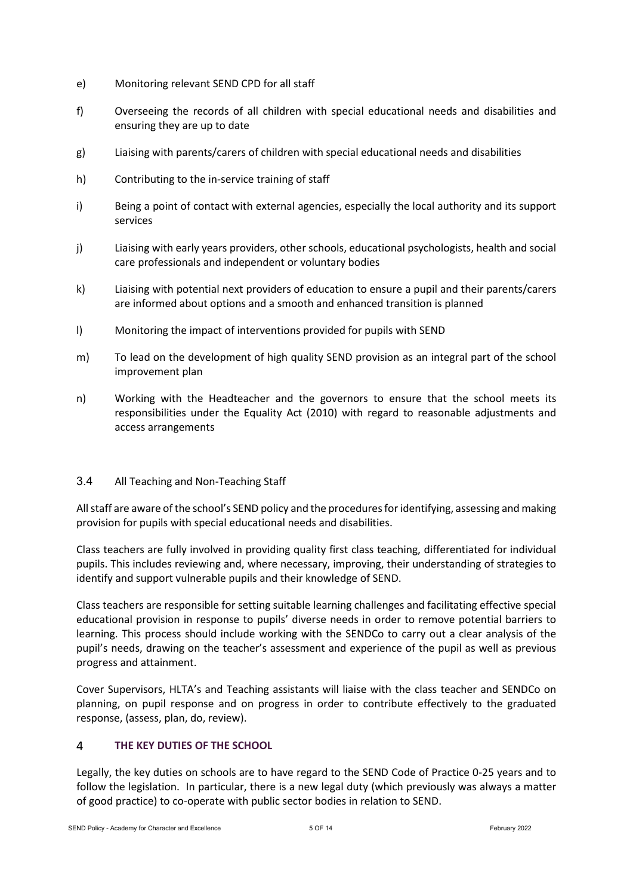e) Monitoring relevant SEND CPD for all staff

f) Overseeing the records of all children with special educational needs and disabilities and ensuring they are up to date

g) Liaising with parents/carers of children with special educational needs and disabilities

h) Contributing to the in-service training of staff

i) Being a point of contact with external agencies, especially the local authority and its support services

j) Liaising with early years providers, other schools, educational psychologists, health and social care professionals and independent or voluntary bodies

k) Liaising with potential next providers of education to ensure a pupil and their parents/carers are informed about options and a smooth and enhanced transition is planned

l) Monitoring the impact of interventions provided for pupils with SEND

m) To lead on the development of high quality SEND provision as an integral part of the school improvement plan

n) Working with the Headteacher and the governors to ensure that the school meets its responsibilities under the Equality Act (2010) with regard to reasonable adjustments and access arrangements

### 3.4 All Teaching and Non-Teaching Staff

All staff are aware of the school's SEND policy and the procedures for identifying, assessing and making provision for pupils with special educational needs and disabilities.

Class teachers are fully involved in providing quality first class teaching, differentiated for individual pupils. This includes reviewing and, where necessary, improving, their understanding of strategies to identify and support vulnerable pupils and their knowledge of SEND.

Class teachers are responsible for setting suitable learning challenges and facilitating effective special educational provision in response to pupils' diverse needs in order to remove potential barriers to learning. This process should include working with the SENDCo to carry out a clear analysis of the pupil's needs, drawing on the teacher's assessment and experience of the pupil as well as previous progress and attainment.

Cover Supervisors, HLTA's and Teaching assistants will liaise with the class teacher and SENDCo on planning, on pupil response and on progress in order to contribute effectively to the graduated response, (assess, plan, do, review).

## 4 THE KEY DUTIES OF THE SCHOOL

Legally, the key duties on schools are to have regard to the SEND Code of Practice 0-25 years and to follow the legislation. In particular, there is a new legal duty (which previously was always a matter of good practice) to co-operate with public sector bodies in relation to SEND.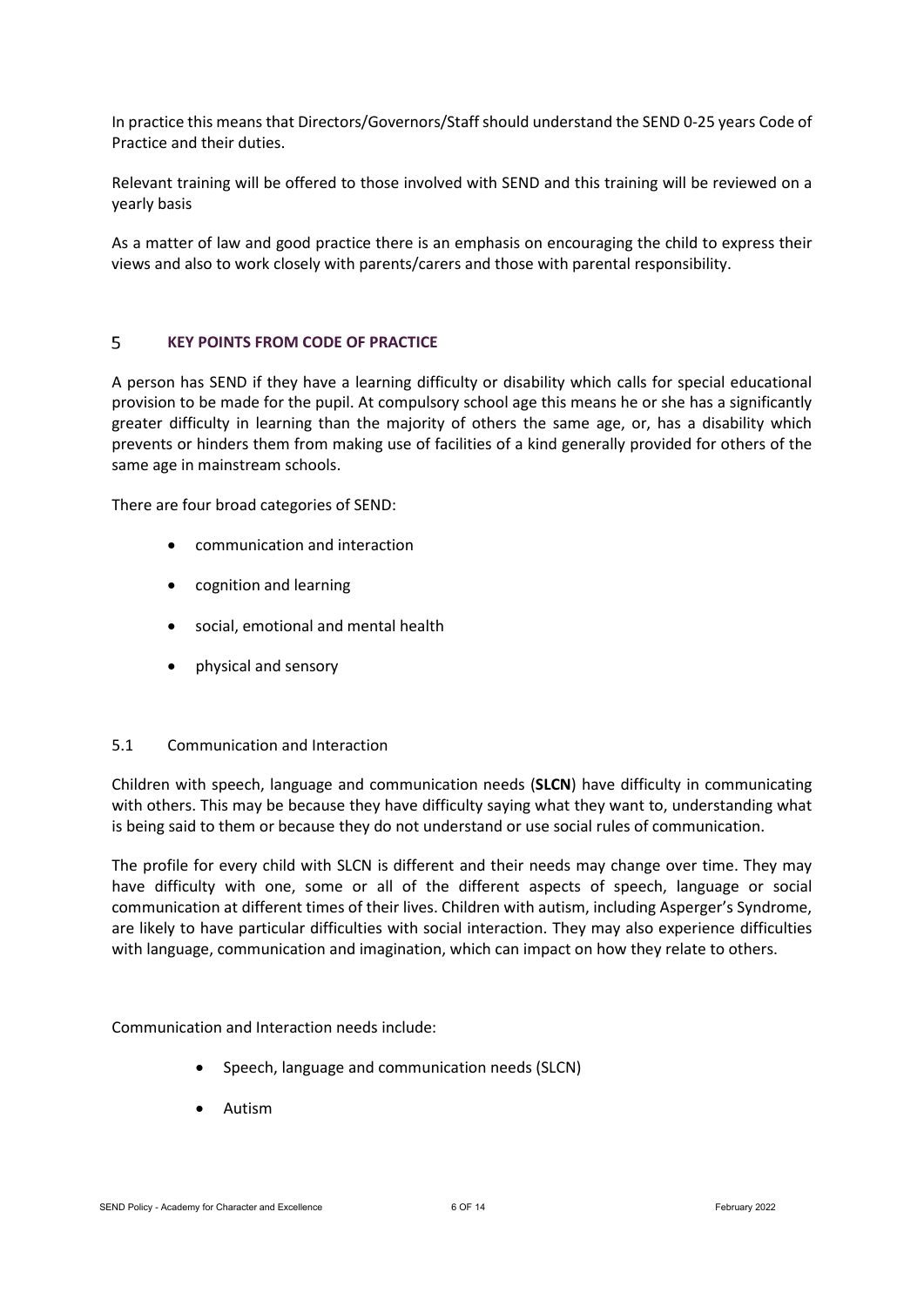In practice this means that Directors/Governors/Staff should understand the SEND 0-25 years Code of Practice and their duties.

Relevant training will be offered to those involved with SEND and this training will be reviewed on a yearly basis

As a matter of law and good practice there is an emphasis on encouraging the child to express their views and also to work closely with parents/carers and those with parental responsibility.

## 5 KEY POINTS FROM CODE OF PRACTICE

A person has SEND if they have a learning difficulty or disability which calls for special educational provision to be made for the pupil. At compulsory school age this means he or she has a significantly greater difficulty in learning than the majority of others the same age, or, has a disability which prevents or hinders them from making use of facilities of a kind generally provided for others of the same age in mainstream schools.

There are four broad categories of SEND:

- communication and interaction
- cognition and learning
- social, emotional and mental health
- physical and sensory

### 5.1 Communication and Interaction

Children with speech, language and communication needs (**SLCN**) have difficulty in communicating with others. This may be because they have difficulty saying what they want to, understanding what is being said to them or because they do not understand or use social rules of communication.

The profile for every child with SLCN is different and their needs may change over time. They may have difficulty with one, some or all of the different aspects of speech, language or social communication at different times of their lives. Children with autism, including Asperger's Syndrome, are likely to have particular difficulties with social interaction. They may also experience difficulties with language, communication and imagination, which can impact on how they relate to others.

Communication and Interaction needs include:

- Speech, language and communication needs (SLCN)
- Autism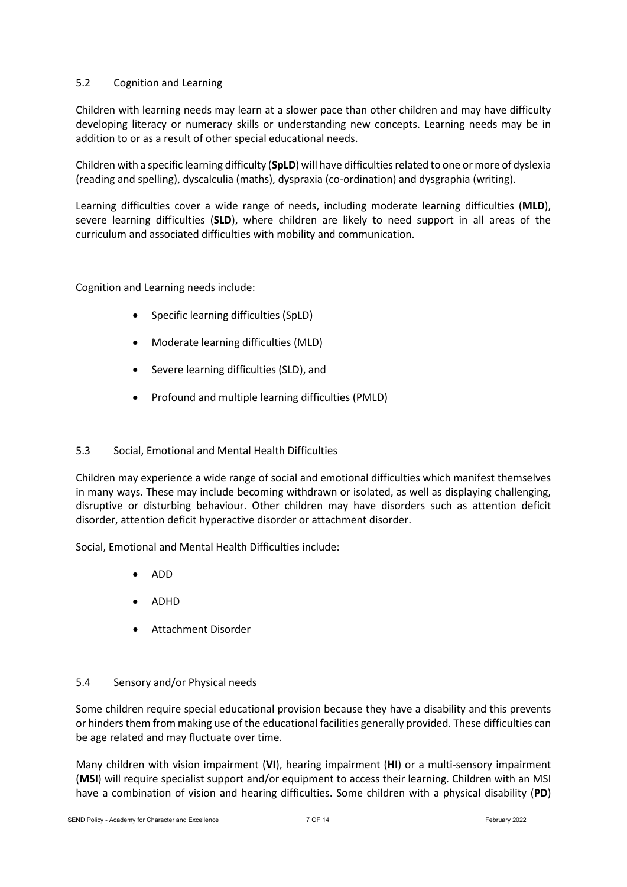## 5.2 Cognition and Learning

Children with learning needs may learn at a slower pace than other children and may have difficulty developing literacy or numeracy skills or understanding new concepts. Learning needs may be in addition to or as a result of other special educational needs.

Children with a specific learning difficulty (**SpLD**) will have difficulties related to one or more of dyslexia (reading and spelling), dyscalculia (maths), dyspraxia (co-ordination) and dysgraphia (writing).

Learning difficulties cover a wide range of needs, including moderate learning difficulties (**MLD**), severe learning difficulties (**SLD**), where children are likely to need support in all areas of the curriculum and associated difficulties with mobility and communication.

Cognition and Learning needs include:

- Specific learning difficulties (SpLD)
- Moderate learning difficulties (MLD)
- Severe learning difficulties (SLD), and
- Profound and multiple learning difficulties (PMLD)

## 5.3 Social, Emotional and Mental Health Difficulties

Children may experience a wide range of social and emotional difficulties which manifest themselves in many ways. These may include becoming withdrawn or isolated, as well as displaying challenging, disruptive or disturbing behaviour. Other children may have disorders such as attention deficit disorder, attention deficit hyperactive disorder or attachment disorder.

Social, Emotional and Mental Health Difficulties include:

- ADD
- ADHD
- Attachment Disorder

## 5.4 Sensory and/or Physical needs

Some children require special educational provision because they have a disability and this prevents or hinders them from making use of the educational facilities generally provided. These difficulties can be age related and may fluctuate over time.

Many children with vision impairment (**VI**), hearing impairment (**HI**) or a multi-sensory impairment (**MSI**) will require specialist support and/or equipment to access their learning. Children with an MSI have a combination of vision and hearing difficulties. Some children with a physical disability (**PD**)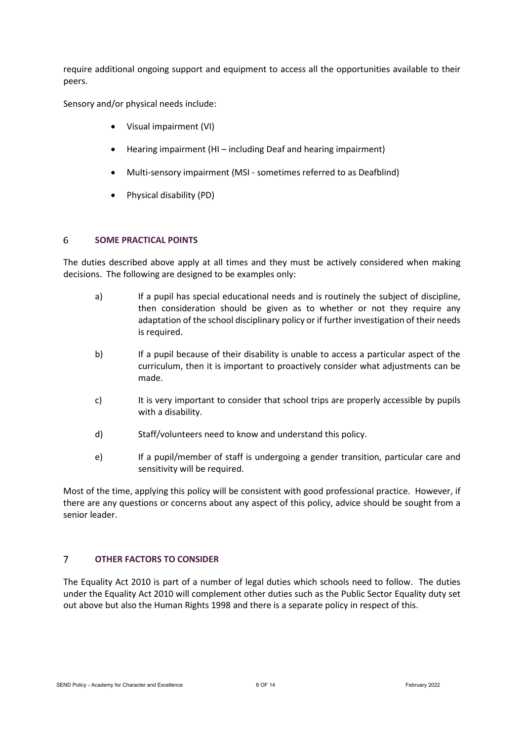require additional ongoing support and equipment to access all the opportunities available to their peers.

Sensory and/or physical needs include:

- Visual impairment (VI)
- Hearing impairment (HI – including Deaf and hearing impairment)
- Multi-sensory impairment (MSI - sometimes referred to as Deafblind)
- Physical disability (PD)

## 6 SOME PRACTICAL POINTS

The duties described above apply at all times and they must be actively considered when making decisions. The following are designed to be examples only:

a) If a pupil has special educational needs and is routinely the subject of discipline, then consideration should be given as to whether or not they require any adaptation of the school disciplinary policy or if further investigation of their needs is required.

b) If a pupil because of their disability is unable to access a particular aspect of the curriculum, then it is important to proactively consider what adjustments can be made.

c) It is very important to consider that school trips are properly accessible by pupils with a disability.

d) Staff/volunteers need to know and understand this policy.

e) If a pupil/member of staff is undergoing a gender transition, particular care and sensitivity will be required.

Most of the time, applying this policy will be consistent with good professional practice. However, if there are any questions or concerns about any aspect of this policy, advice should be sought from a senior leader.

## 7 OTHER FACTORS TO CONSIDER

The Equality Act 2010 is part of a number of legal duties which schools need to follow. The duties under the Equality Act 2010 will complement other duties such as the Public Sector Equality duty set out above but also the Human Rights 1998 and there is a separate policy in respect of this.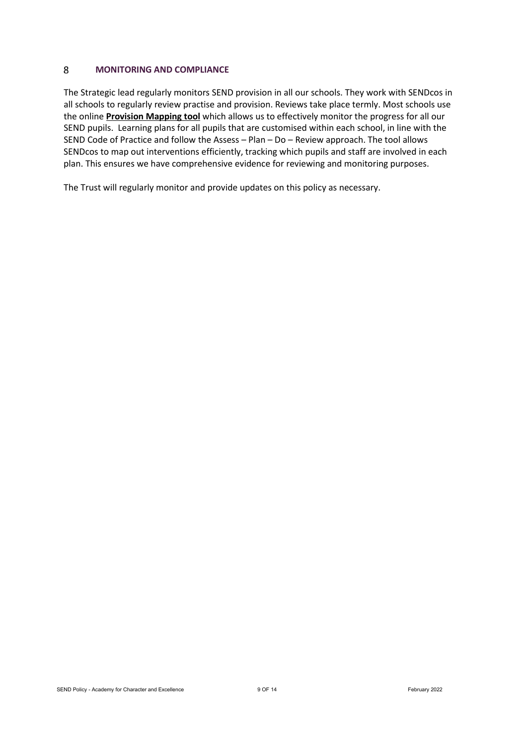## 8 MONITORING AND COMPLIANCE

The Strategic lead regularly monitors SEND provision in all our schools. They work with SENDcos in all schools to regularly review practise and provision. Reviews take place termly. Most schools use the online **Provision Mapping tool** which allows us to effectively monitor the progress for all our SEND pupils. Learning plans for all pupils that are customised within each school, in line with the SEND Code of Practice and follow the Assess – Plan – Do – Review approach. The tool allows SENDcos to map out interventions efficiently, tracking which pupils and staff are involved in each plan. This ensures we have comprehensive evidence for reviewing and monitoring purposes.

The Trust will regularly monitor and provide updates on this policy as necessary.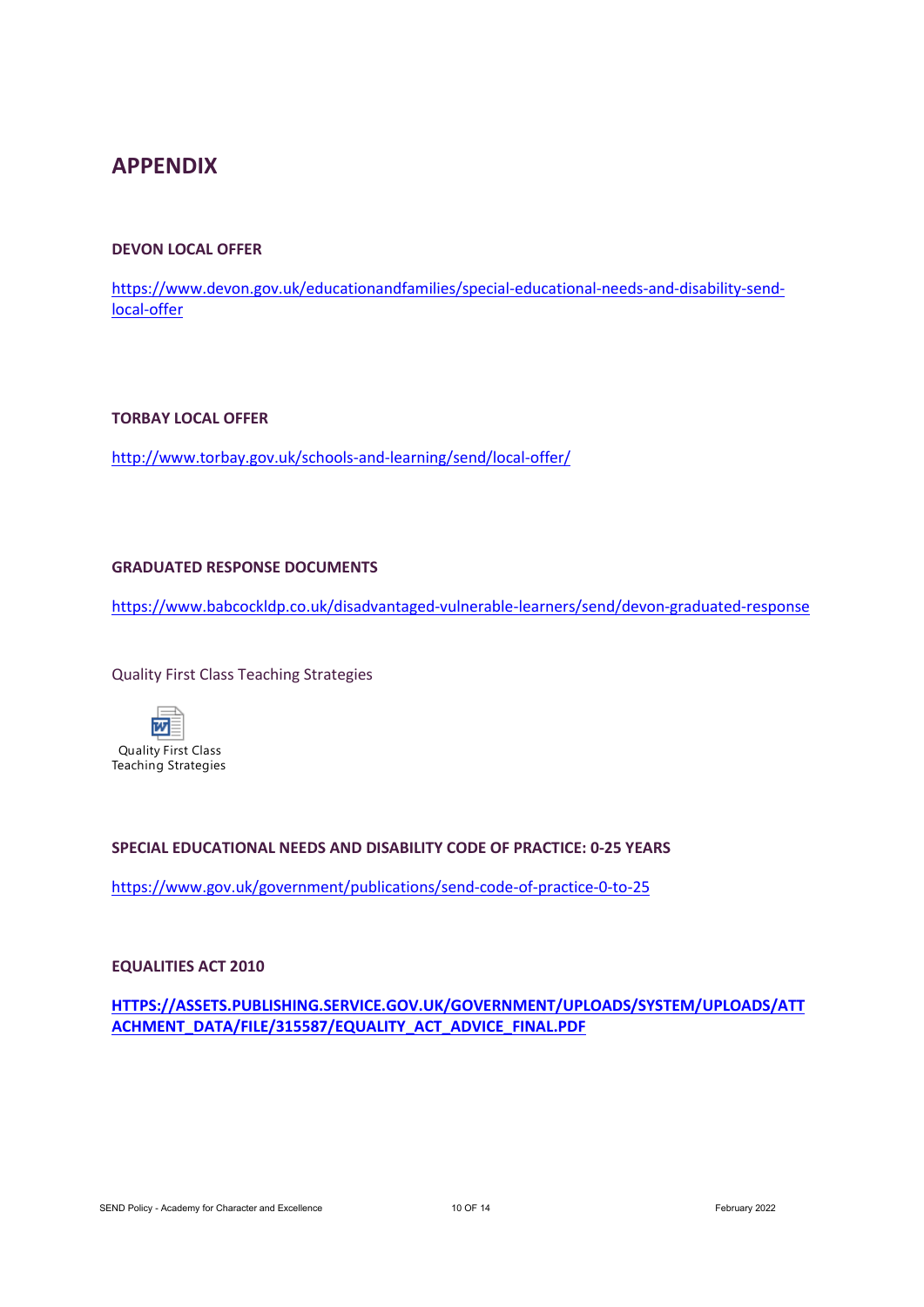# APPENDIX

### DEVON LOCAL OFFER

https://www.devon.gov.uk/educationandfamilies/special-educational-needs-and-disability-send-local-offer

### TORBAY LOCAL OFFER

http://www.torbay.gov.uk/schools-and-learning/send/local-offer/

### GRADUATED RESPONSE DOCUMENTS

https://www.babcockldp.co.uk/disadvantaged-vulnerable-learners/send/devon-graduated-response

Quality First Class Teaching Strategies

Quality First Class Teaching Strategies

### SPECIAL EDUCATIONAL NEEDS AND DISABILITY CODE OF PRACTICE: 0-25 YEARS

https://www.gov.uk/government/publications/send-code-of-practice-0-to-25

### EQUALITIES ACT 2010

**HTTPS://ASSETS.PUBLISHING.SERVICE.GOV.UK/GOVERNMENT/UPLOADS/SYSTEM/UPLOADS/ATTACHMENT_DATA/FILE/315587/EQUALITY_ACT_ADVICE_FINAL.PDF**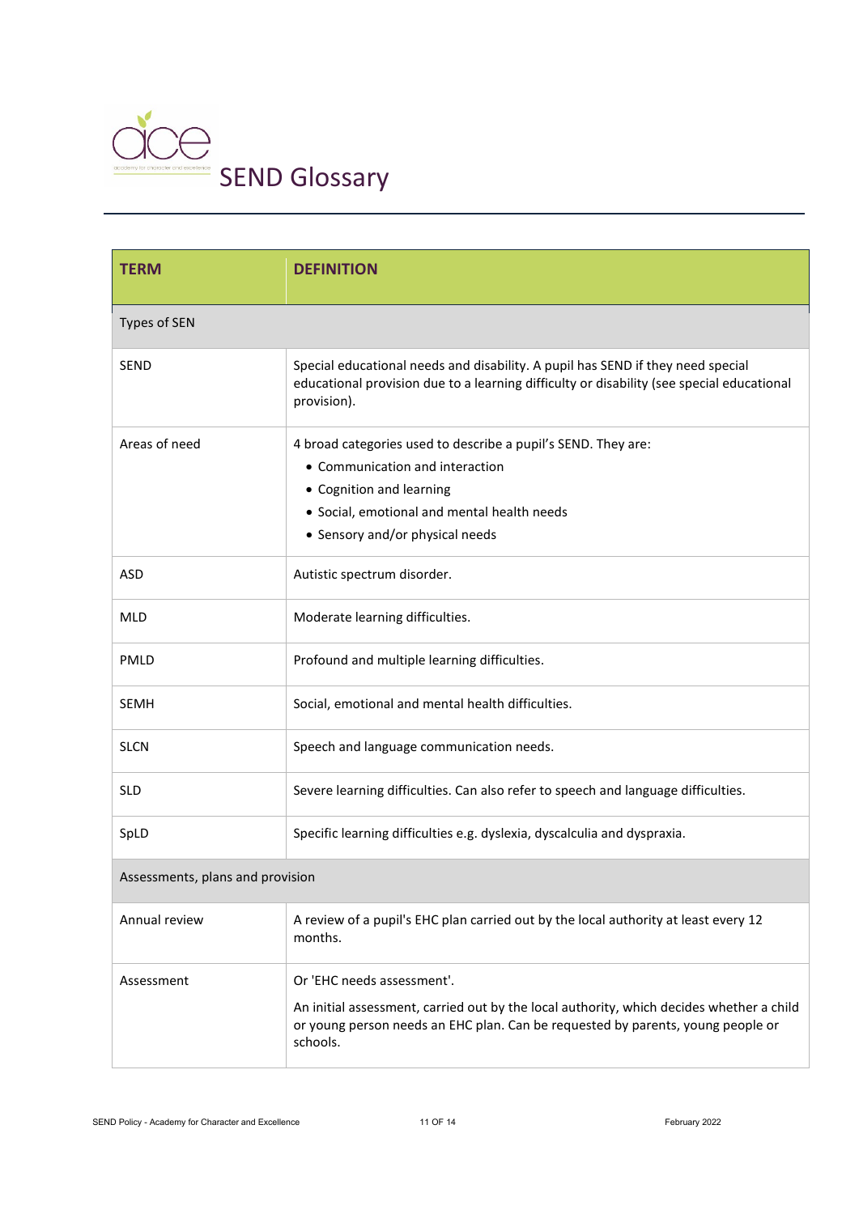# SEND Glossary

| TERM | DEFINITION |
|---|---|
| Types of SEN | |
| SEND | Special educational needs and disability. A pupil has SEND if they need special educational provision due to a learning difficulty or disability (see special educational provision). |
| Areas of need | 4 broad categories used to describe a pupil's SEND. They are: <br>• Communication and interaction <br>• Cognition and learning <br>• Social, emotional and mental health needs <br>• Sensory and/or physical needs |
| ASD | Autistic spectrum disorder. |
| MLD | Moderate learning difficulties. |
| PMLD | Profound and multiple learning difficulties. |
| SEMH | Social, emotional and mental health difficulties. |
| SLCN | Speech and language communication needs. |
| SLD | Severe learning difficulties. Can also refer to speech and language difficulties. |
| SpLD | Specific learning difficulties e.g. dyslexia, dyscalculia and dyspraxia. |
| Assessments, plans and provision | |
| Annual review | A review of a pupil's EHC plan carried out by the local authority at least every 12 months. |
| Assessment | Or 'EHC needs assessment'. <br><br>An initial assessment, carried out by the local authority, which decides whether a child or young person needs an EHC plan. Can be requested by parents, young people or schools. |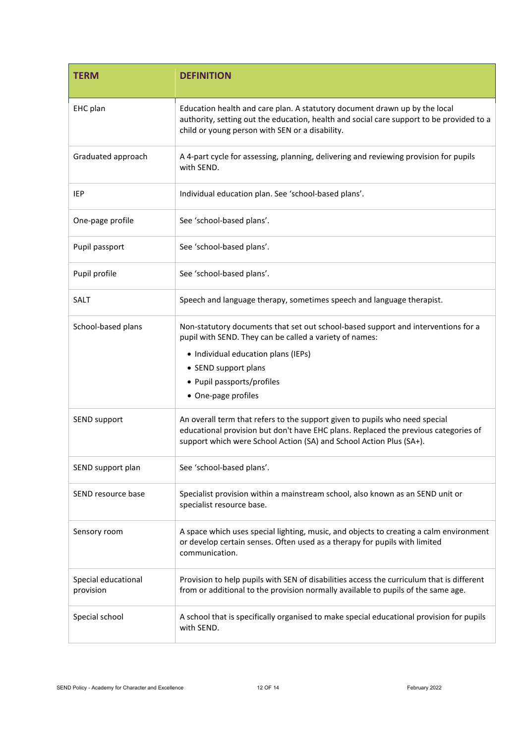| TERM | DEFINITION |
|---|---|
| EHC plan | Education health and care plan. A statutory document drawn up by the local authority, setting out the education, health and social care support to be provided to a child or young person with SEN or a disability. |
| Graduated approach | A 4-part cycle for assessing, planning, delivering and reviewing provision for pupils with SEND. |
| IEP | Individual education plan. See 'school-based plans'. |
| One-page profile | See 'school-based plans'. |
| Pupil passport | See 'school-based plans'. |
| Pupil profile | See 'school-based plans'. |
| SALT | Speech and language therapy, sometimes speech and language therapist. |
| School-based plans | Non-statutory documents that set out school-based support and interventions for a pupil with SEND. They can be called a variety of names:<br>• Individual education plans (IEPs)<br>• SEND support plans<br>• Pupil passports/profiles<br>• One-page profiles |
| SEND support | An overall term that refers to the support given to pupils who need special educational provision but don't have EHC plans. Replaced the previous categories of support which were School Action (SA) and School Action Plus (SA+). |
| SEND support plan | See 'school-based plans'. |
| SEND resource base | Specialist provision within a mainstream school, also known as an SEND unit or specialist resource base. |
| Sensory room | A space which uses special lighting, music, and objects to creating a calm environment or develop certain senses. Often used as a therapy for pupils with limited communication. |
| Special educational provision | Provision to help pupils with SEN of disabilities access the curriculum that is different from or additional to the provision normally available to pupils of the same age. |
| Special school | A school that is specifically organised to make special educational provision for pupils with SEND. |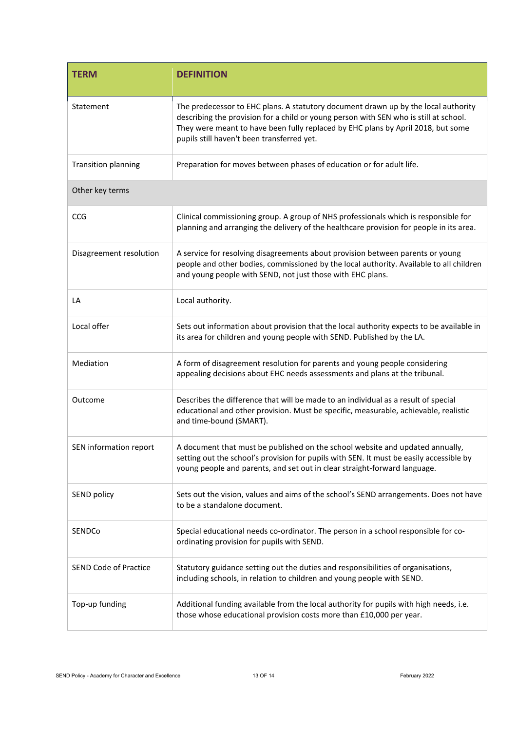| TERM | DEFINITION |
| --- | --- |
| Statement | The predecessor to EHC plans. A statutory document drawn up by the local authority describing the provision for a child or young person with SEN who is still at school. They were meant to have been fully replaced by EHC plans by April 2018, but some pupils still haven't been transferred yet. |
| Transition planning | Preparation for moves between phases of education or for adult life. |
| Other key terms | |
| CCG | Clinical commissioning group. A group of NHS professionals which is responsible for planning and arranging the delivery of the healthcare provision for people in its area. |
| Disagreement resolution | A service for resolving disagreements about provision between parents or young people and other bodies, commissioned by the local authority. Available to all children and young people with SEND, not just those with EHC plans. |
| LA | Local authority. |
| Local offer | Sets out information about provision that the local authority expects to be available in its area for children and young people with SEND. Published by the LA. |
| Mediation | A form of disagreement resolution for parents and young people considering appealing decisions about EHC needs assessments and plans at the tribunal. |
| Outcome | Describes the difference that will be made to an individual as a result of special educational and other provision. Must be specific, measurable, achievable, realistic and time-bound (SMART). |
| SEN information report | A document that must be published on the school website and updated annually, setting out the school's provision for pupils with SEN. It must be easily accessible by young people and parents, and set out in clear straight-forward language. |
| SEND policy | Sets out the vision, values and aims of the school's SEND arrangements. Does not have to be a standalone document. |
| SENDCo | Special educational needs co-ordinator. The person in a school responsible for co-ordinating provision for pupils with SEND. |
| SEND Code of Practice | Statutory guidance setting out the duties and responsibilities of organisations, including schools, in relation to children and young people with SEND. |
| Top-up funding | Additional funding available from the local authority for pupils with high needs, i.e. those whose educational provision costs more than £10,000 per year. |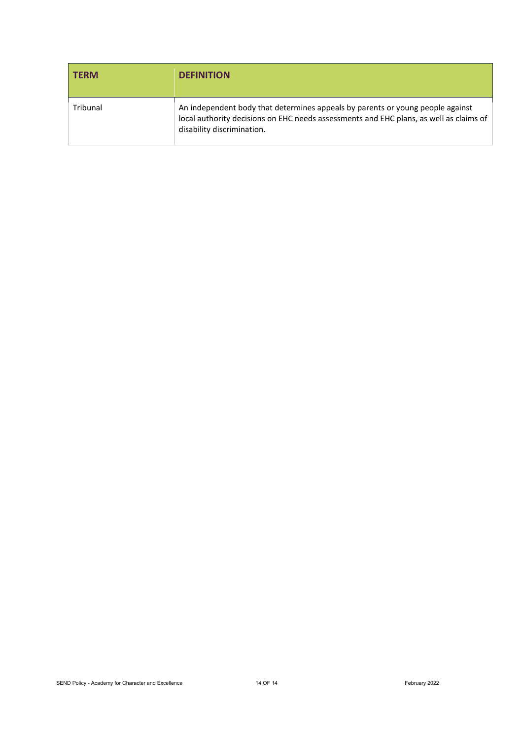| TERM | DEFINITION |
| --- | --- |
| Tribunal | An independent body that determines appeals by parents or young people against local authority decisions on EHC needs assessments and EHC plans, as well as claims of disability discrimination. |